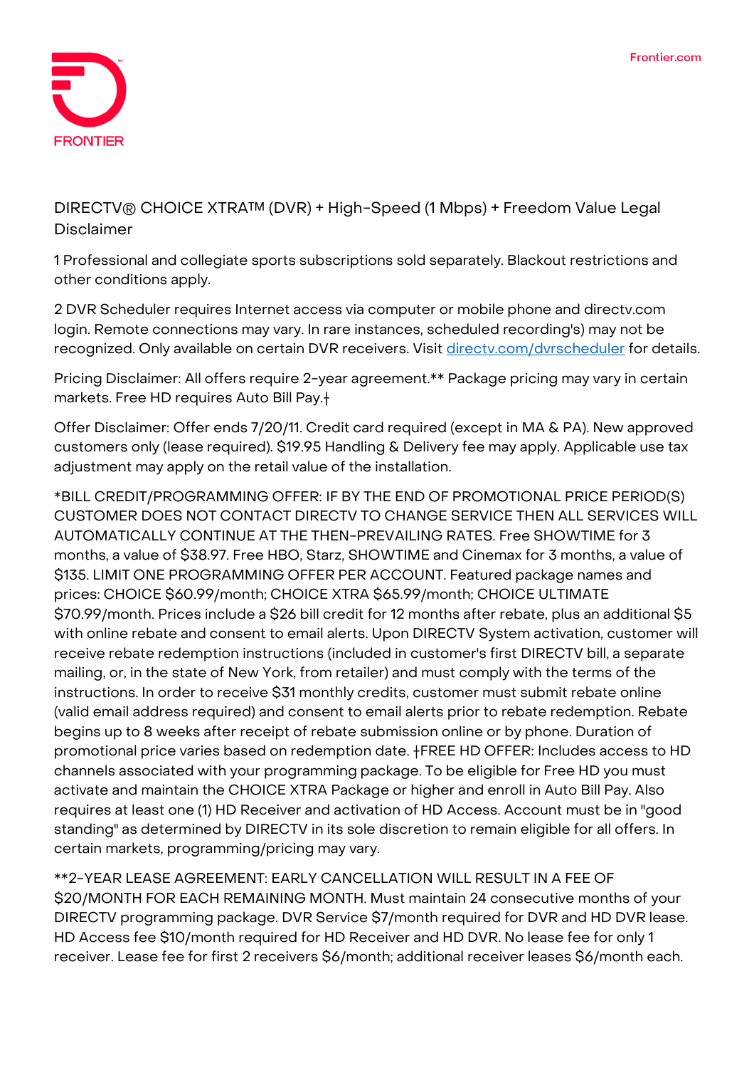DIRECTV® CHOICE XTRA™ (DVR) + High-Speed (1 Mbps) + Freedom Value Legal Disclaimer

1 Professional and collegiate sports subscriptions sold separately. Blackout restrictions and other conditions apply.

2 DVR Scheduler requires Internet access via computer or mobile phone and directv.com login. Remote connections may vary. In rare instances, scheduled recording's) may not be recognized. Only available on certain DVR receivers. Visit [directv.com/dvrscheduler](directv.com/dvrscheduler) for details.

Pricing Disclaimer: All offers require 2-year agreement.** Package pricing may vary in certain markets. Free HD requires Auto Bill Pay.†

Offer Disclaimer: Offer ends 7/20/11. Credit card required (except in MA & PA). New approved customers only (lease required). $19.95 Handling & Delivery fee may apply. Applicable use tax adjustment may apply on the retail value of the installation.

*BILL CREDIT/PROGRAMMING OFFER: IF BY THE END OF PROMOTIONAL PRICE PERIOD(S) CUSTOMER DOES NOT CONTACT DIRECTV TO CHANGE SERVICE THEN ALL SERVICES WILL AUTOMATICALLY CONTINUE AT THE THEN-PREVAILING RATES. Free SHOWTIME for 3 months, a value of $38.97. Free HBO, Starz, SHOWTIME and Cinemax for 3 months, a value of $135. LIMIT ONE PROGRAMMING OFFER PER ACCOUNT. Featured package names and prices: CHOICE $60.99/month; CHOICE XTRA $65.99/month; CHOICE ULTIMATE $70.99/month. Prices include a $26 bill credit for 12 months after rebate, plus an additional $5 with online rebate and consent to email alerts. Upon DIRECTV System activation, customer will receive rebate redemption instructions (included in customer's first DIRECTV bill, a separate mailing, or, in the state of New York, from retailer) and must comply with the terms of the instructions. In order to receive $31 monthly credits, customer must submit rebate online (valid email address required) and consent to email alerts prior to rebate redemption. Rebate begins up to 8 weeks after receipt of rebate submission online or by phone. Duration of promotional price varies based on redemption date. †FREE HD OFFER: Includes access to HD channels associated with your programming package. To be eligible for Free HD you must activate and maintain the CHOICE XTRA Package or higher and enroll in Auto Bill Pay. Also requires at least one (1) HD Receiver and activation of HD Access. Account must be in "good standing" as determined by DIRECTV in its sole discretion to remain eligible for all offers. In certain markets, programming/pricing may vary.

**2-YEAR LEASE AGREEMENT: EARLY CANCELLATION WILL RESULT IN A FEE OF $20/MONTH FOR EACH REMAINING MONTH. Must maintain 24 consecutive months of your DIRECTV programming package. DVR Service $7/month required for DVR and HD DVR lease. HD Access fee $10/month required for HD Receiver and HD DVR. No lease fee for only 1 receiver. Lease fee for first 2 receivers $6/month; additional receiver leases $6/month each.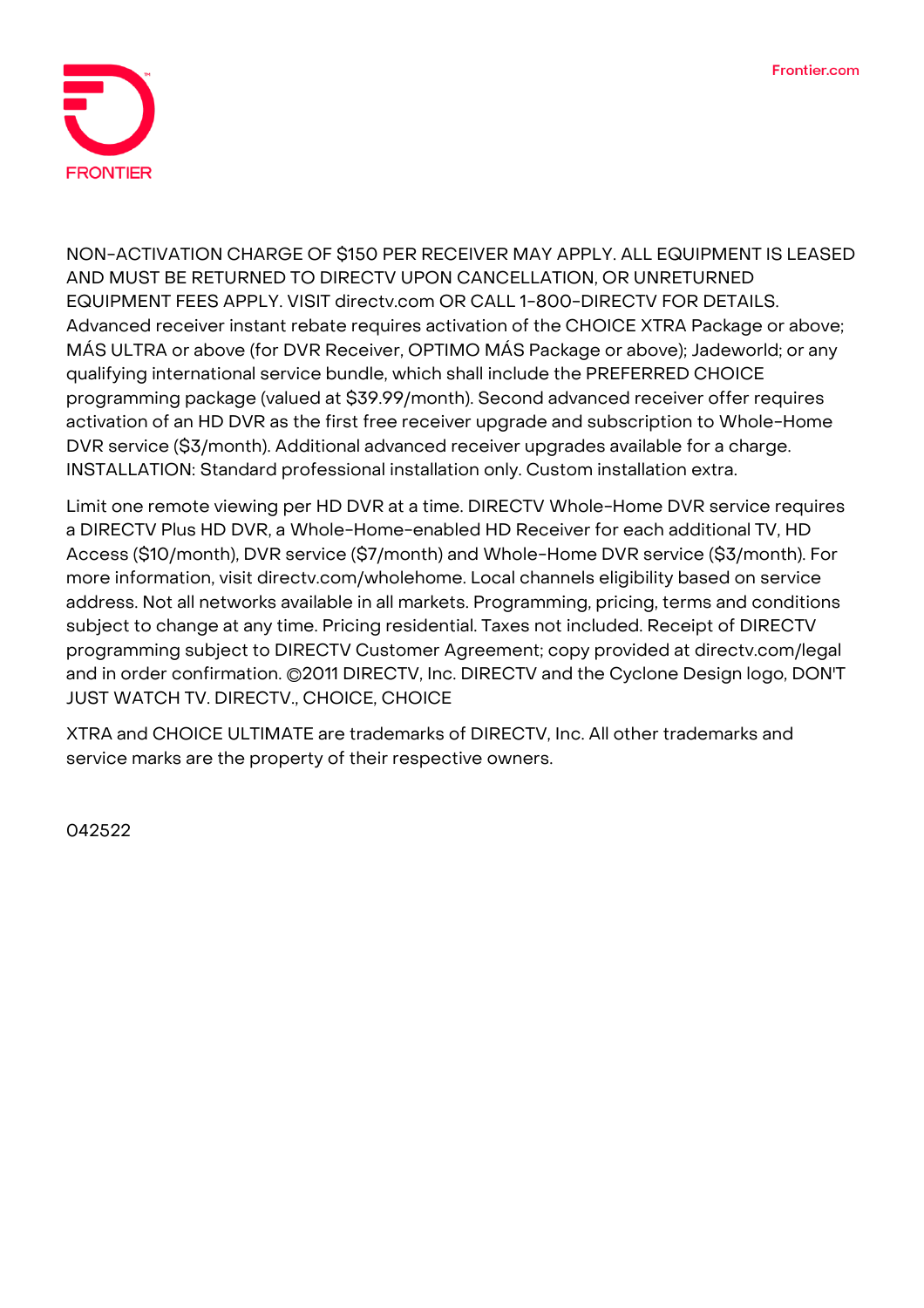NON-ACTIVATION CHARGE OF $150 PER RECEIVER MAY APPLY. ALL EQUIPMENT IS LEASED AND MUST BE RETURNED TO DIRECTV UPON CANCELLATION, OR UNRETURNED EQUIPMENT FEES APPLY. VISIT directv.com OR CALL 1-800-DIRECTV FOR DETAILS. Advanced receiver instant rebate requires activation of the CHOICE XTRA Package or above; MÁS ULTRA or above (for DVR Receiver, OPTIMO MÁS Package or above); Jadeworld; or any qualifying international service bundle, which shall include the PREFERRED CHOICE programming package (valued at $39.99/month). Second advanced receiver offer requires activation of an HD DVR as the first free receiver upgrade and subscription to Whole-Home DVR service ($3/month). Additional advanced receiver upgrades available for a charge. INSTALLATION: Standard professional installation only. Custom installation extra.

Limit one remote viewing per HD DVR at a time. DIRECTV Whole-Home DVR service requires a DIRECTV Plus HD DVR, a Whole-Home-enabled HD Receiver for each additional TV, HD Access ($10/month), DVR service ($7/month) and Whole-Home DVR service ($3/month). For more information, visit directv.com/wholehome. Local channels eligibility based on service address. Not all networks available in all markets. Programming, pricing, terms and conditions subject to change at any time. Pricing residential. Taxes not included. Receipt of DIRECTV programming subject to DIRECTV Customer Agreement; copy provided at directv.com/legal and in order confirmation. ©2011 DIRECTV, Inc. DIRECTV and the Cyclone Design logo, DON'T JUST WATCH TV. DIRECTV., CHOICE, CHOICE

XTRA and CHOICE ULTIMATE are trademarks of DIRECTV, Inc. All other trademarks and service marks are the property of their respective owners.

042522